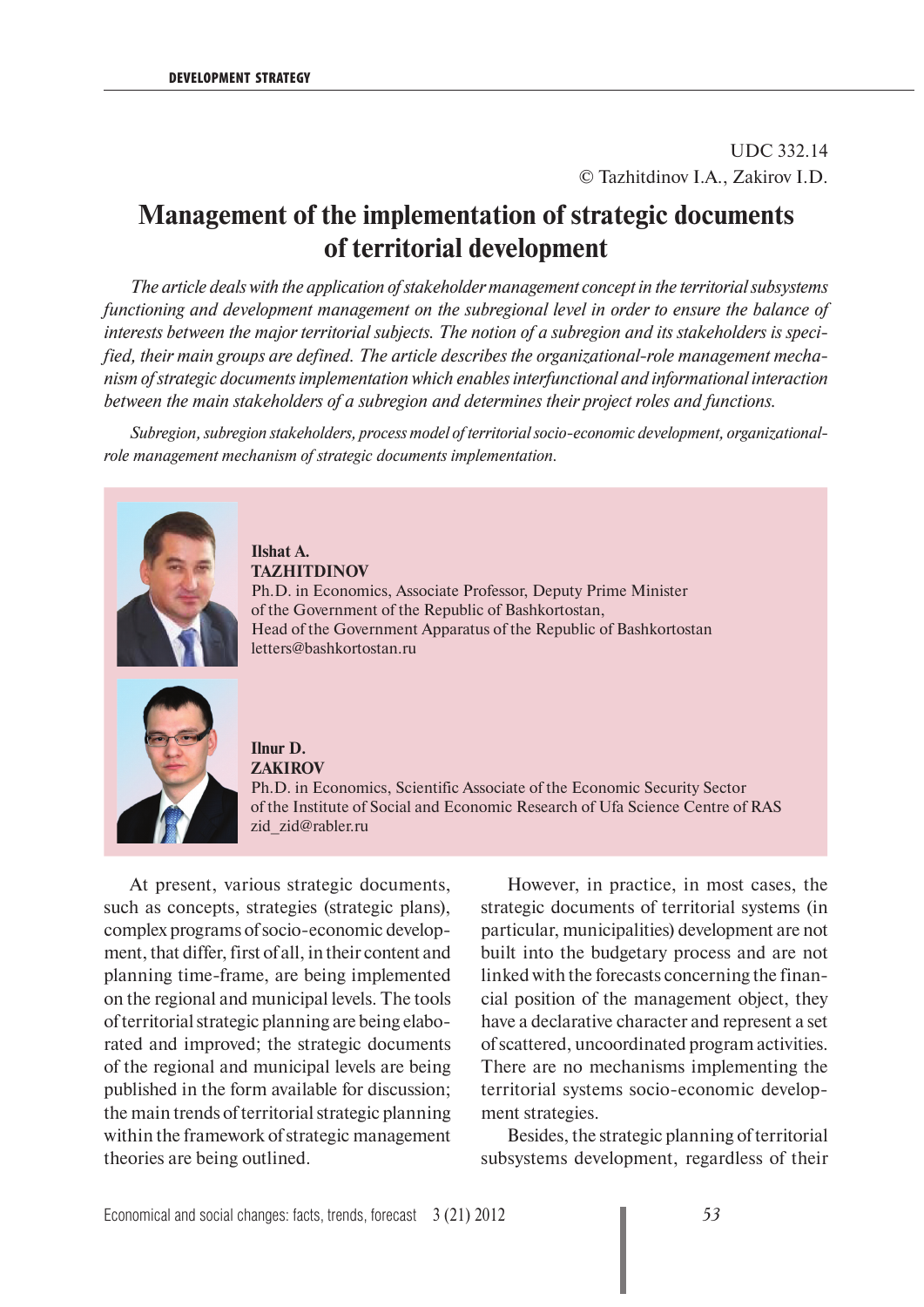UDC 332.14
© Tazhitdinov I.A., Zakirov I.D.

# Management of the implementation of strategic documents of territorial development

*The article deals with the application of stakeholder management concept in the territorial subsystems functioning and development management on the subregional level in order to ensure the balance of interests between the major territorial subjects. The notion of a subregion and its stakeholders is specified, their main groups are defined. The article describes the organizational-role management mechanism of strategic documents implementation which enables interfunctional and informational interaction between the main stakeholders of a subregion and determines their project roles and functions.*

*Subregion, subregion stakeholders, process model of territorial socio-economic development, organizational-role management mechanism of strategic documents implementation.*

**Ilshat A.**
**TAZHITDINOV**
Ph.D. in Economics, Associate Professor, Deputy Prime Minister of the Government of the Republic of Bashkortostan,
Head of the Government Apparatus of the Republic of Bashkortostan
letters@bashkortostan.ru

**Ilnur D.**
**ZAKIROV**
Ph.D. in Economics, Scientific Associate of the Economic Security Sector of the Institute of Social and Economic Research of Ufa Science Centre of RAS
zid_zid@rabler.ru

At present, various strategic documents, such as concepts, strategies (strategic plans), complex programs of socio-economic development, that differ, first of all, in their content and planning time-frame, are being implemented on the regional and municipal levels. The tools of territorial strategic planning are being elaborated and improved; the strategic documents of the regional and municipal levels are being published in the form available for discussion; the main trends of territorial strategic planning within the framework of strategic management theories are being outlined.

However, in practice, in most cases, the strategic documents of territorial systems (in particular, municipalities) development are not built into the budgetary process and are not linked with the forecasts concerning the financial position of the management object, they have a declarative character and represent a set of scattered, uncoordinated program activities. There are no mechanisms implementing the territorial systems socio-economic development strategies.

Besides, the strategic planning of territorial subsystems development, regardless of their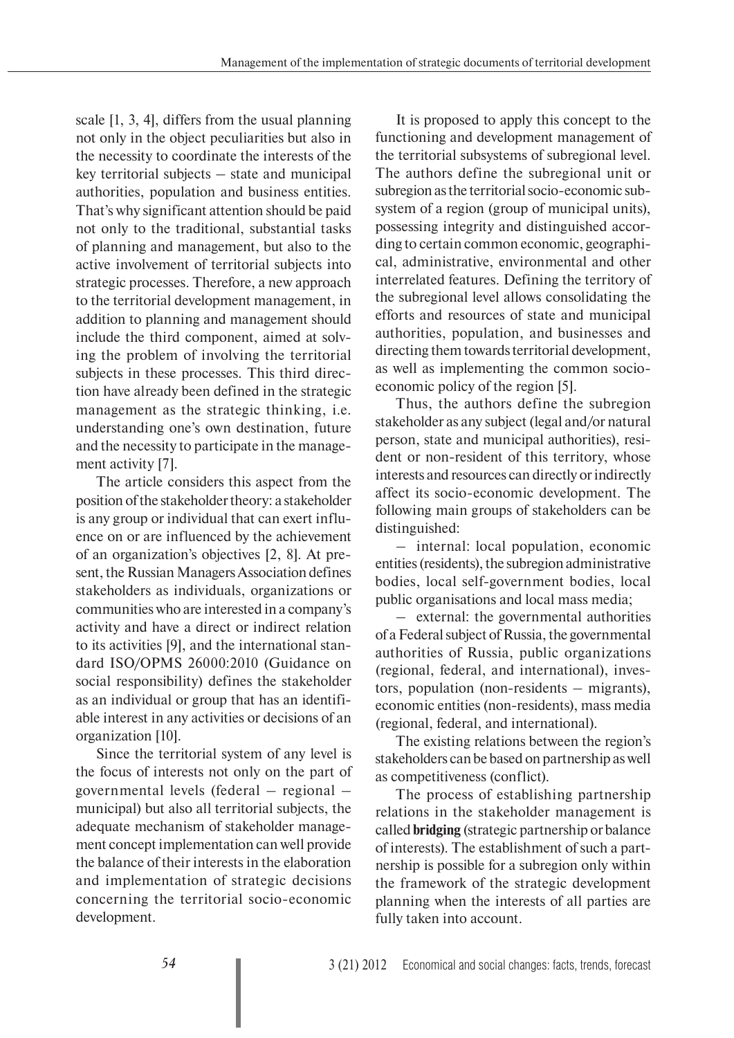scale [1, 3, 4], differs from the usual planning not only in the object peculiarities but also in the necessity to coordinate the interests of the key territorial subjects – state and municipal authorities, population and business entities. That's why significant attention should be paid not only to the traditional, substantial tasks of planning and management, but also to the active involvement of territorial subjects into strategic processes. Therefore, a new approach to the territorial development management, in addition to planning and management should include the third component, aimed at solving the problem of involving the territorial subjects in these processes. This third direction have already been defined in the strategic management as the strategic thinking, i.e. understanding one's own destination, future and the necessity to participate in the management activity [7].

The article considers this aspect from the position of the stakeholder theory: a stakeholder is any group or individual that can exert influence on or are influenced by the achievement of an organization's objectives [2, 8]. At present, the Russian Managers Association defines stakeholders as individuals, organizations or communities who are interested in a company's activity and have a direct or indirect relation to its activities [9], and the international standard ISO/OPMS 26000:2010 (Guidance on social responsibility) defines the stakeholder as an individual or group that has an identifiable interest in any activities or decisions of an organization [10].

Since the territorial system of any level is the focus of interests not only on the part of governmental levels (federal – regional – municipal) but also all territorial subjects, the adequate mechanism of stakeholder management concept implementation can well provide the balance of their interests in the elaboration and implementation of strategic decisions concerning the territorial socio-economic development.

It is proposed to apply this concept to the functioning and development management of the territorial subsystems of subregional level. The authors define the subregional unit or subregion as the territorial socio-economic subsystem of a region (group of municipal units), possessing integrity and distinguished according to certain common economic, geographical, administrative, environmental and other interrelated features. Defining the territory of the subregional level allows consolidating the efforts and resources of state and municipal authorities, population, and businesses and directing them towards territorial development, as well as implementing the common socio-economic policy of the region [5].

Thus, the authors define the subregion stakeholder as any subject (legal and/or natural person, state and municipal authorities), resident or non-resident of this territory, whose interests and resources can directly or indirectly affect its socio-economic development. The following main groups of stakeholders can be distinguished:

– internal: local population, economic entities (residents), the subregion administrative bodies, local self-government bodies, local public organisations and local mass media;

– external: the governmental authorities of a Federal subject of Russia, the governmental authorities of Russia, public organizations (regional, federal, and international), investors, population (non-residents – migrants), economic entities (non-residents), mass media (regional, federal, and international).

The existing relations between the region's stakeholders can be based on partnership as well as competitiveness (conflict).

The process of establishing partnership relations in the stakeholder management is called **bridging** (strategic partnership or balance of interests). The establishment of such a partnership is possible for a subregion only within the framework of the strategic development planning when the interests of all parties are fully taken into account.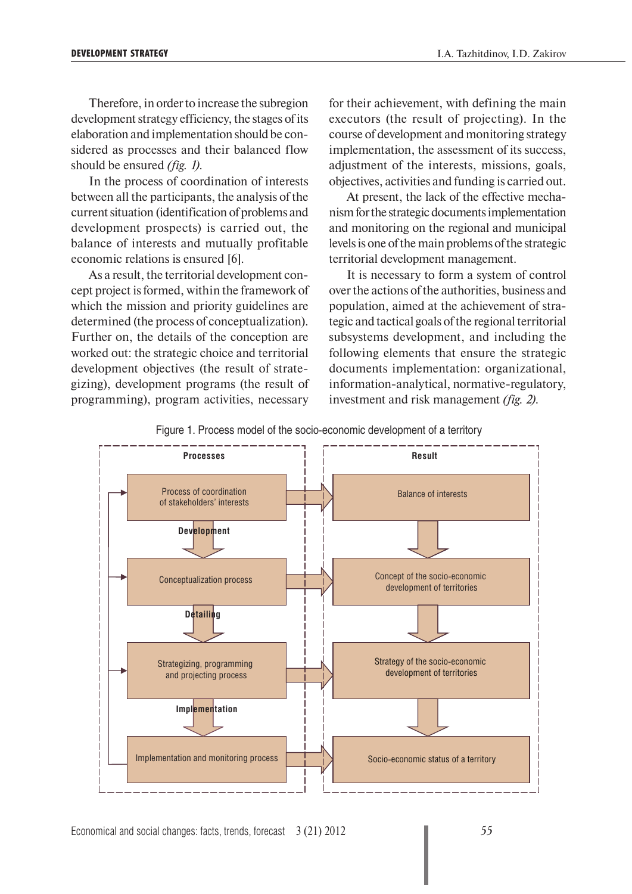Therefore, in order to increase the subregion development strategy efficiency, the stages of its elaboration and implementation should be considered as processes and their balanced flow should be ensured *(fig. 1)*.

In the process of coordination of interests between all the participants, the analysis of the current situation (identification of problems and development prospects) is carried out, the balance of interests and mutually profitable economic relations is ensured [6].

As a result, the territorial development concept project is formed, within the framework of which the mission and priority guidelines are determined (the process of conceptualization). Further on, the details of the conception are worked out: the strategic choice and territorial development objectives (the result of strategizing), development programs (the result of programming), program activities, necessary for their achievement, with defining the main executors (the result of projecting). In the course of development and monitoring strategy implementation, the assessment of its success, adjustment of the interests, missions, goals, objectives, activities and funding is carried out.

At present, the lack of the effective mechanism for the strategic documents implementation and monitoring on the regional and municipal levels is one of the main problems of the strategic territorial development management.

It is necessary to form a system of control over the actions of the authorities, business and population, aimed at the achievement of strategic and tactical goals of the regional territorial subsystems development, and including the following elements that ensure the strategic documents implementation: organizational, information-analytical, normative-regulatory, investment and risk management *(fig. 2)*.

Figure 1. Process model of the socio-economic development of a territory

| Processes | | Result |
|---|---|---|
| Process of coordination of stakeholders' interests | → | Balance of interests |
| ↓ Development | | ↓ |
| Conceptualization process | → | Concept of the socio-economic development of territories |
| ↓ Detailing | | ↓ |
| Strategizing, programming and projecting process | → | Strategy of the socio-economic development of territories |
| ↓ Implementation | | ↓ |
| Implementation and monitoring process | → | Socio-economic status of a territory |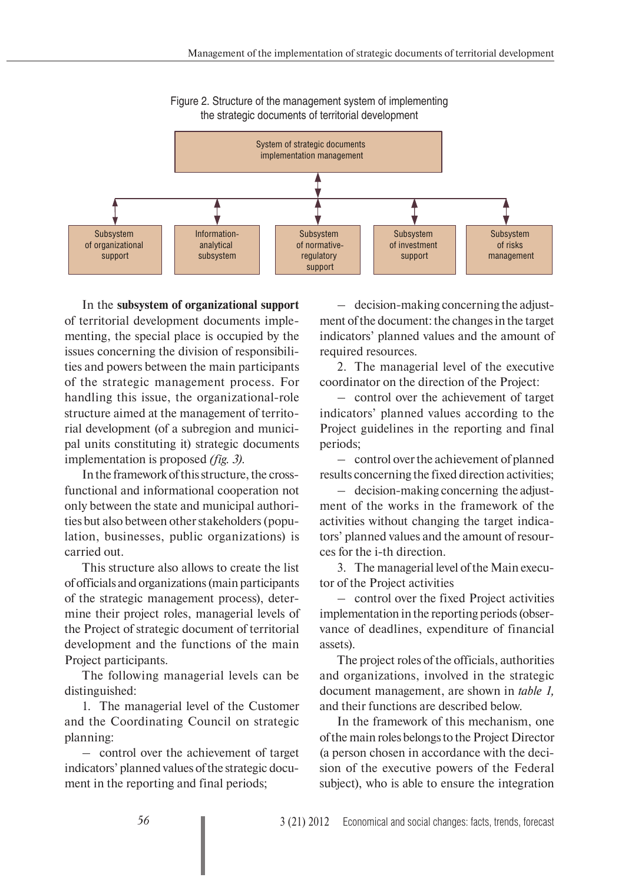Figure 2. Structure of the management system of implementing the strategic documents of territorial development

System of strategic documents implementation management

- Subsystem of organizational support
- Information-analytical subsystem
- Subsystem of normative-regulatory support
- Subsystem of investment support
- Subsystem of risks management

In the **subsystem of organizational support** of territorial development documents implementing, the special place is occupied by the issues concerning the division of responsibilities and powers between the main participants of the strategic management process. For handling this issue, the organizational-role structure aimed at the management of territorial development (of a subregion and municipal units constituting it) strategic documents implementation is proposed *(fig. 3)*.

In the framework of this structure, the cross-functional and informational cooperation not only between the state and municipal authorities but also between other stakeholders (population, businesses, public organizations) is carried out.

This structure also allows to create the list of officials and organizations (main participants of the strategic management process), determine their project roles, managerial levels of the Project of strategic document of territorial development and the functions of the main Project participants.

The following managerial levels can be distinguished:

1. The managerial level of the Customer and the Coordinating Council on strategic planning:

– control over the achievement of target indicators' planned values of the strategic document in the reporting and final periods;

– decision-making concerning the adjustment of the document: the changes in the target indicators' planned values and the amount of required resources.

2. The managerial level of the executive coordinator on the direction of the Project:

– control over the achievement of target indicators' planned values according to the Project guidelines in the reporting and final periods;

– control over the achievement of planned results concerning the fixed direction activities;

– decision-making concerning the adjustment of the works in the framework of the activities without changing the target indicators' planned values and the amount of resources for the i-th direction.

3. The managerial level of the Main executor of the Project activities

– control over the fixed Project activities implementation in the reporting periods (observance of deadlines, expenditure of financial assets).

The project roles of the officials, authorities and organizations, involved in the strategic document management, are shown in *table 1,* and their functions are described below.

In the framework of this mechanism, one of the main roles belongs to the Project Director (a person chosen in accordance with the decision of the executive powers of the Federal subject), who is able to ensure the integration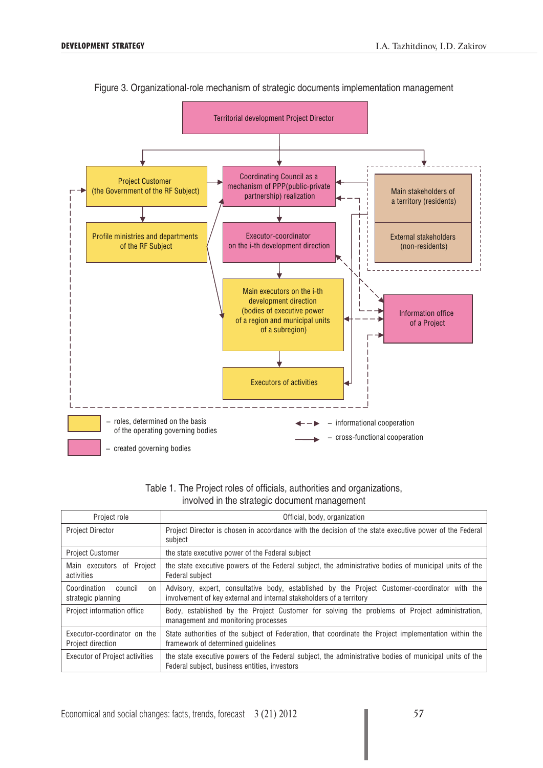Figure 3. Organizational-role mechanism of strategic documents implementation management

Territorial development Project Director

Project Customer (the Government of the RF Subject)

Coordinating Council as a mechanism of PPP(public-private partnership) realization

Main stakeholders of a territory (residents)

External stakeholders (non-residents)

Profile ministries and departments of the RF Subject

Executor-coordinator on the i-th development direction

Main executors on the i-th development direction (bodies of executive power of a region and municipal units of a subregion)

Information office of a Project

Executors of activities

– roles, determined on the basis of the operating governing bodies

– created governing bodies

– informational cooperation

– cross-functional cooperation

Table 1. The Project roles of officials, authorities and organizations, involved in the strategic document management

| Project role | Official, body, organization |
|---|---|
| Project Director | Project Director is chosen in accordance with the decision of the state executive power of the Federal subject |
| Project Customer | the state executive power of the Federal subject |
| Main executors of Project activities | the state executive powers of the Federal subject, the administrative bodies of municipal units of the Federal subject |
| Coordination council on strategic planning | Advisory, expert, consultative body, established by the Project Customer-coordinator with the involvement of key external and internal stakeholders of a territory |
| Project information office | Body, established by the Project Customer for solving the problems of Project administration, management and monitoring processes |
| Executor-coordinator on the Project direction | State authorities of the subject of Federation, that coordinate the Project implementation within the framework of determined guidelines |
| Executor of Project activities | the state executive powers of the Federal subject, the administrative bodies of municipal units of the Federal subject, business entities, investors |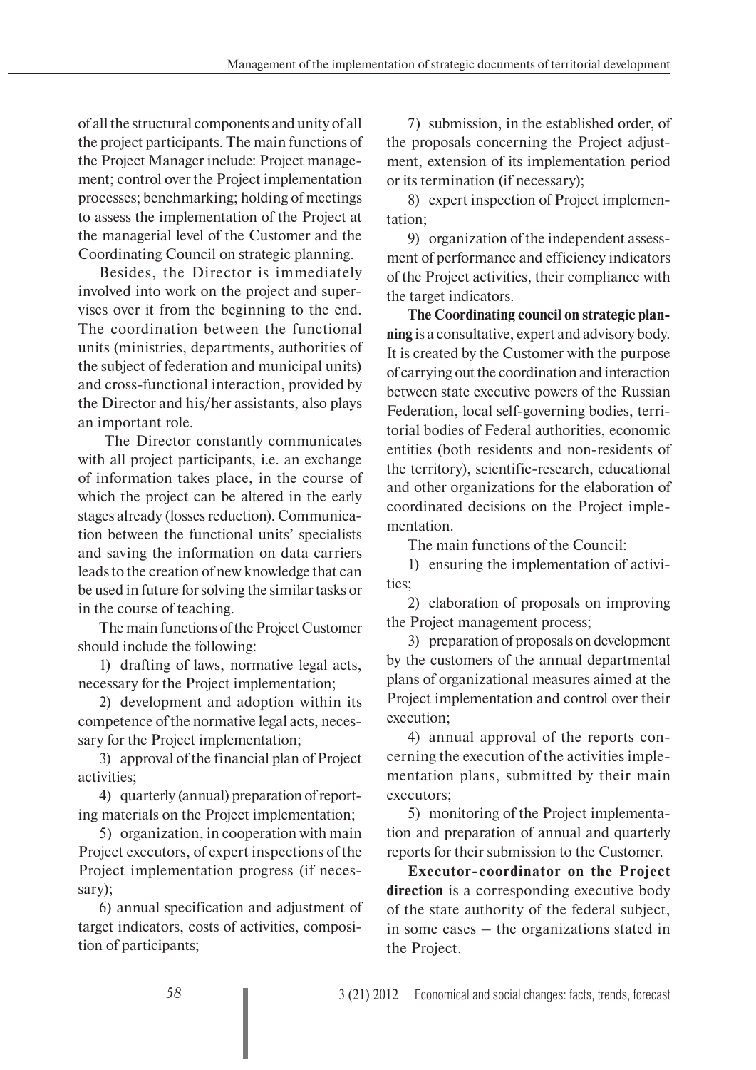of all the structural components and unity of all the project participants. The main functions of the Project Manager include: Project management; control over the Project implementation processes; benchmarking; holding of meetings to assess the implementation of the Project at the managerial level of the Customer and the Coordinating Council on strategic planning.

Besides, the Director is immediately involved into work on the project and supervises over it from the beginning to the end. The coordination between the functional units (ministries, departments, authorities of the subject of federation and municipal units) and cross-functional interaction, provided by the Director and his/her assistants, also plays an important role.

The Director constantly communicates with all project participants, i.e. an exchange of information takes place, in the course of which the project can be altered in the early stages already (losses reduction). Communication between the functional units' specialists and saving the information on data carriers leads to the creation of new knowledge that can be used in future for solving the similar tasks or in the course of teaching.

The main functions of the Project Customer should include the following:

1) drafting of laws, normative legal acts, necessary for the Project implementation;

2) development and adoption within its competence of the normative legal acts, necessary for the Project implementation;

3) approval of the financial plan of Project activities;

4) quarterly (annual) preparation of reporting materials on the Project implementation;

5) organization, in cooperation with main Project executors, of expert inspections of the Project implementation progress (if necessary);

6) annual specification and adjustment of target indicators, costs of activities, composition of participants;

7) submission, in the established order, of the proposals concerning the Project adjustment, extension of its implementation period or its termination (if necessary);

8) expert inspection of Project implementation;

9) organization of the independent assessment of performance and efficiency indicators of the Project activities, their compliance with the target indicators.

**The Coordinating council on strategic planning** is a consultative, expert and advisory body. It is created by the Customer with the purpose of carrying out the coordination and interaction between state executive powers of the Russian Federation, local self-governing bodies, territorial bodies of Federal authorities, economic entities (both residents and non-residents of the territory), scientific-research, educational and other organizations for the elaboration of coordinated decisions on the Project implementation.

The main functions of the Council:

1) ensuring the implementation of activities;

2) elaboration of proposals on improving the Project management process;

3) preparation of proposals on development by the customers of the annual departmental plans of organizational measures aimed at the Project implementation and control over their execution;

4) annual approval of the reports concerning the execution of the activities implementation plans, submitted by their main executors;

5) monitoring of the Project implementation and preparation of annual and quarterly reports for their submission to the Customer.

**Executor-coordinator on the Project direction** is a corresponding executive body of the state authority of the federal subject, in some cases – the organizations stated in the Project.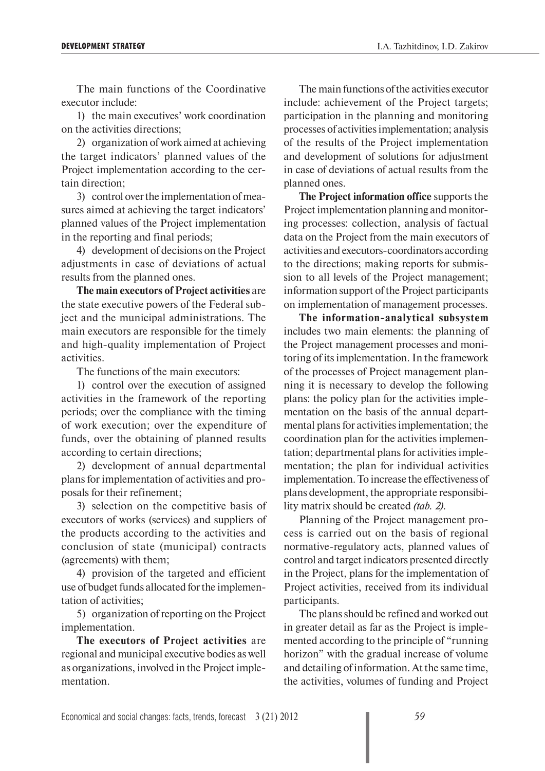The main functions of the Coordinative executor include:

1) the main executives' work coordination on the activities directions;

2) organization of work aimed at achieving the target indicators' planned values of the Project implementation according to the certain direction;

3) control over the implementation of measures aimed at achieving the target indicators' planned values of the Project implementation in the reporting and final periods;

4) development of decisions on the Project adjustments in case of deviations of actual results from the planned ones.

**The main executors of Project activities** are the state executive powers of the Federal subject and the municipal administrations. The main executors are responsible for the timely and high-quality implementation of Project activities.

The functions of the main executors:

1) control over the execution of assigned activities in the framework of the reporting periods; over the compliance with the timing of work execution; over the expenditure of funds, over the obtaining of planned results according to certain directions;

2) development of annual departmental plans for implementation of activities and proposals for their refinement;

3) selection on the competitive basis of executors of works (services) and suppliers of the products according to the activities and conclusion of state (municipal) contracts (agreements) with them;

4) provision of the targeted and efficient use of budget funds allocated for the implementation of activities;

5) organization of reporting on the Project implementation.

**The executors of Project activities** are regional and municipal executive bodies as well as organizations, involved in the Project implementation.

The main functions of the activities executor include: achievement of the Project targets; participation in the planning and monitoring processes of activities implementation; analysis of the results of the Project implementation and development of solutions for adjustment in case of deviations of actual results from the planned ones.

**The Project information office** supports the Project implementation planning and monitoring processes: collection, analysis of factual data on the Project from the main executors of activities and executors-coordinators according to the directions; making reports for submission to all levels of the Project management; information support of the Project participants on implementation of management processes.

**The information-analytical subsystem** includes two main elements: the planning of the Project management processes and monitoring of its implementation. In the framework of the processes of Project management planning it is necessary to develop the following plans: the policy plan for the activities implementation on the basis of the annual departmental plans for activities implementation; the coordination plan for the activities implementation; departmental plans for activities implementation; the plan for individual activities implementation. To increase the effectiveness of plans development, the appropriate responsibility matrix should be created *(tab. 2)*.

Planning of the Project management process is carried out on the basis of regional normative-regulatory acts, planned values of control and target indicators presented directly in the Project, plans for the implementation of Project activities, received from its individual participants.

The plans should be refined and worked out in greater detail as far as the Project is implemented according to the principle of "running horizon" with the gradual increase of volume and detailing of information. At the same time, the activities, volumes of funding and Project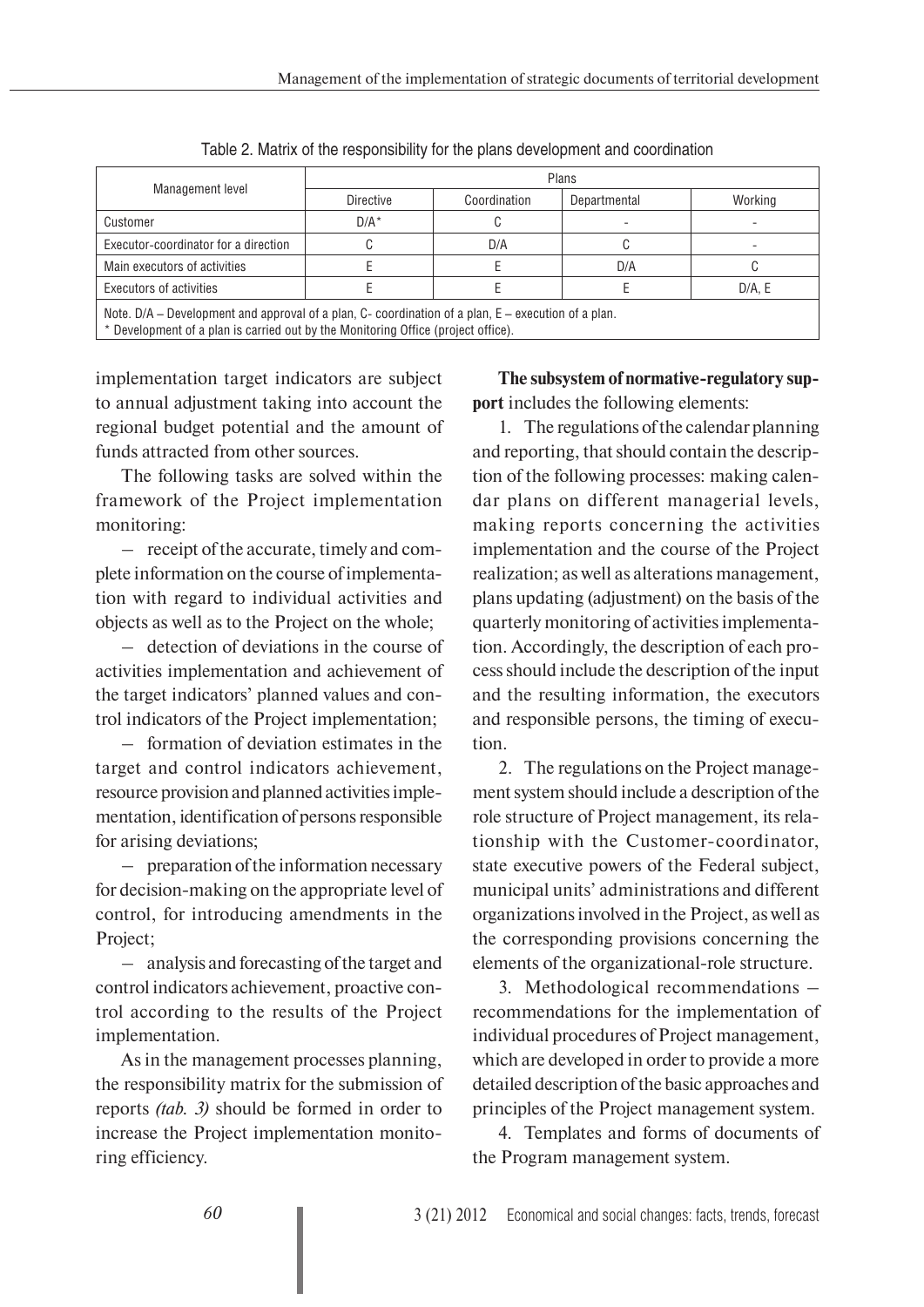Table 2. Matrix of the responsibility for the plans development and coordination

| Management level | Plans | | | |
|---|---|---|---|---|
| | Directive | Coordination | Departmental | Working |
| Customer | D/A* | C | - | - |
| Executor-coordinator for a direction | C | D/A | C | - |
| Main executors of activities | E | E | D/A | C |
| Executors of activities | E | E | E | D/A, E |

Note. D/A – Development and approval of a plan, C- coordination of a plan, E – execution of a plan.
* Development of a plan is carried out by the Monitoring Office (project office).

implementation target indicators are subject to annual adjustment taking into account the regional budget potential and the amount of funds attracted from other sources.

The following tasks are solved within the framework of the Project implementation monitoring:

– receipt of the accurate, timely and complete information on the course of implementation with regard to individual activities and objects as well as to the Project on the whole;

– detection of deviations in the course of activities implementation and achievement of the target indicators' planned values and control indicators of the Project implementation;

– formation of deviation estimates in the target and control indicators achievement, resource provision and planned activities implementation, identification of persons responsible for arising deviations;

– preparation of the information necessary for decision-making on the appropriate level of control, for introducing amendments in the Project;

– analysis and forecasting of the target and control indicators achievement, proactive control according to the results of the Project implementation.

As in the management processes planning, the responsibility matrix for the submission of reports *(tab. 3)* should be formed in order to increase the Project implementation monitoring efficiency.

**The subsystem of normative-regulatory support** includes the following elements:

1. The regulations of the calendar planning and reporting, that should contain the description of the following processes: making calendar plans on different managerial levels, making reports concerning the activities implementation and the course of the Project realization; as well as alterations management, plans updating (adjustment) on the basis of the quarterly monitoring of activities implementation. Accordingly, the description of each process should include the description of the input and the resulting information, the executors and responsible persons, the timing of execution.

2. The regulations on the Project management system should include a description of the role structure of Project management, its relationship with the Customer-coordinator, state executive powers of the Federal subject, municipal units' administrations and different organizations involved in the Project, as well as the corresponding provisions concerning the elements of the organizational-role structure.

3. Methodological recommendations – recommendations for the implementation of individual procedures of Project management, which are developed in order to provide a more detailed description of the basic approaches and principles of the Project management system.

4. Templates and forms of documents of the Program management system.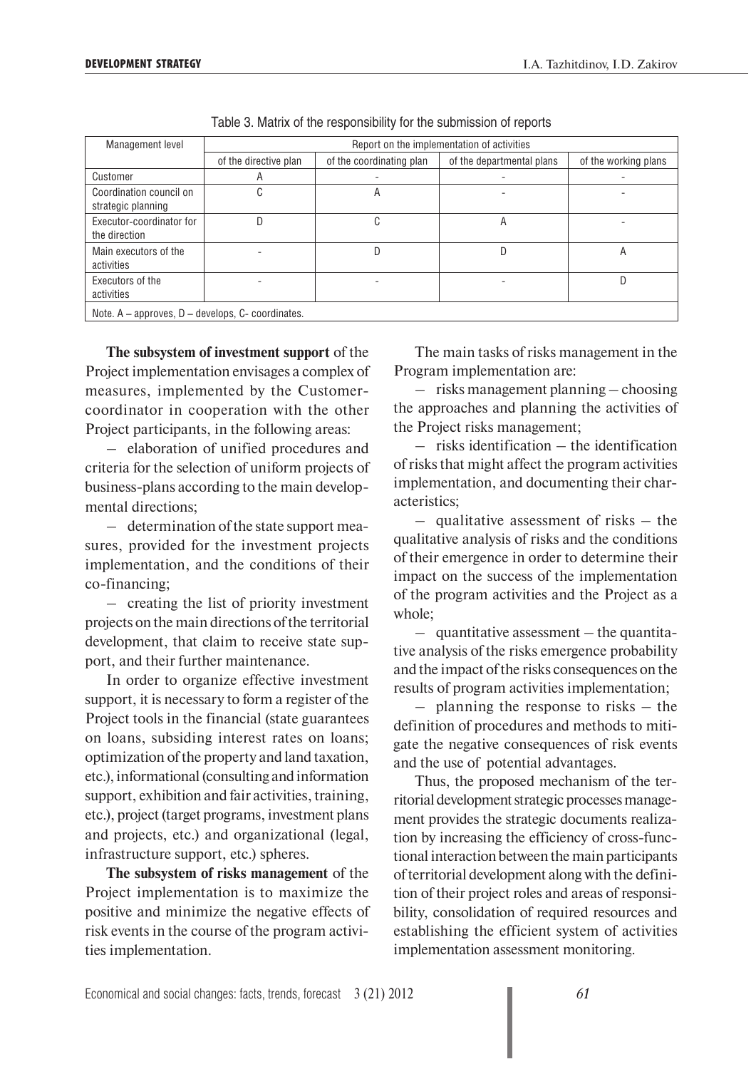Table 3. Matrix of the responsibility for the submission of reports

| Management level | Report on the implementation of activities | | | |
|---|---|---|---|---|
| | of the directive plan | of the coordinating plan | of the departmental plans | of the working plans |
| Customer | A | - | - | - |
| Coordination council on strategic planning | C | A | - | - |
| Executor-coordinator for the direction | D | C | A | - |
| Main executors of the activities | - | D | D | A |
| Executors of the activities | - | - | - | D |

Note. A – approves, D – develops, C- coordinates.

**The subsystem of investment support** of the Project implementation envisages a complex of measures, implemented by the Customer-coordinator in cooperation with the other Project participants, in the following areas:

– elaboration of unified procedures and criteria for the selection of uniform projects of business-plans according to the main developmental directions;

– determination of the state support measures, provided for the investment projects implementation, and the conditions of their co-financing;

– creating the list of priority investment projects on the main directions of the territorial development, that claim to receive state support, and their further maintenance.

In order to organize effective investment support, it is necessary to form a register of the Project tools in the financial (state guarantees on loans, subsiding interest rates on loans; optimization of the property and land taxation, etc.), informational (consulting and information support, exhibition and fair activities, training, etc.), project (target programs, investment plans and projects, etc.) and organizational (legal, infrastructure support, etc.) spheres.

**The subsystem of risks management** of the Project implementation is to maximize the positive and minimize the negative effects of risk events in the course of the program activities implementation.

The main tasks of risks management in the Program implementation are:

– risks management planning – choosing the approaches and planning the activities of the Project risks management;

– risks identification – the identification of risks that might affect the program activities implementation, and documenting their characteristics;

– qualitative assessment of risks – the qualitative analysis of risks and the conditions of their emergence in order to determine their impact on the success of the implementation of the program activities and the Project as a whole;

– quantitative assessment – the quantitative analysis of the risks emergence probability and the impact of the risks consequences on the results of program activities implementation;

– planning the response to risks – the definition of procedures and methods to mitigate the negative consequences of risk events and the use of potential advantages.

Thus, the proposed mechanism of the territorial development strategic processes management provides the strategic documents realization by increasing the efficiency of cross-functional interaction between the main participants of territorial development along with the definition of their project roles and areas of responsibility, consolidation of required resources and establishing the efficient system of activities implementation assessment monitoring.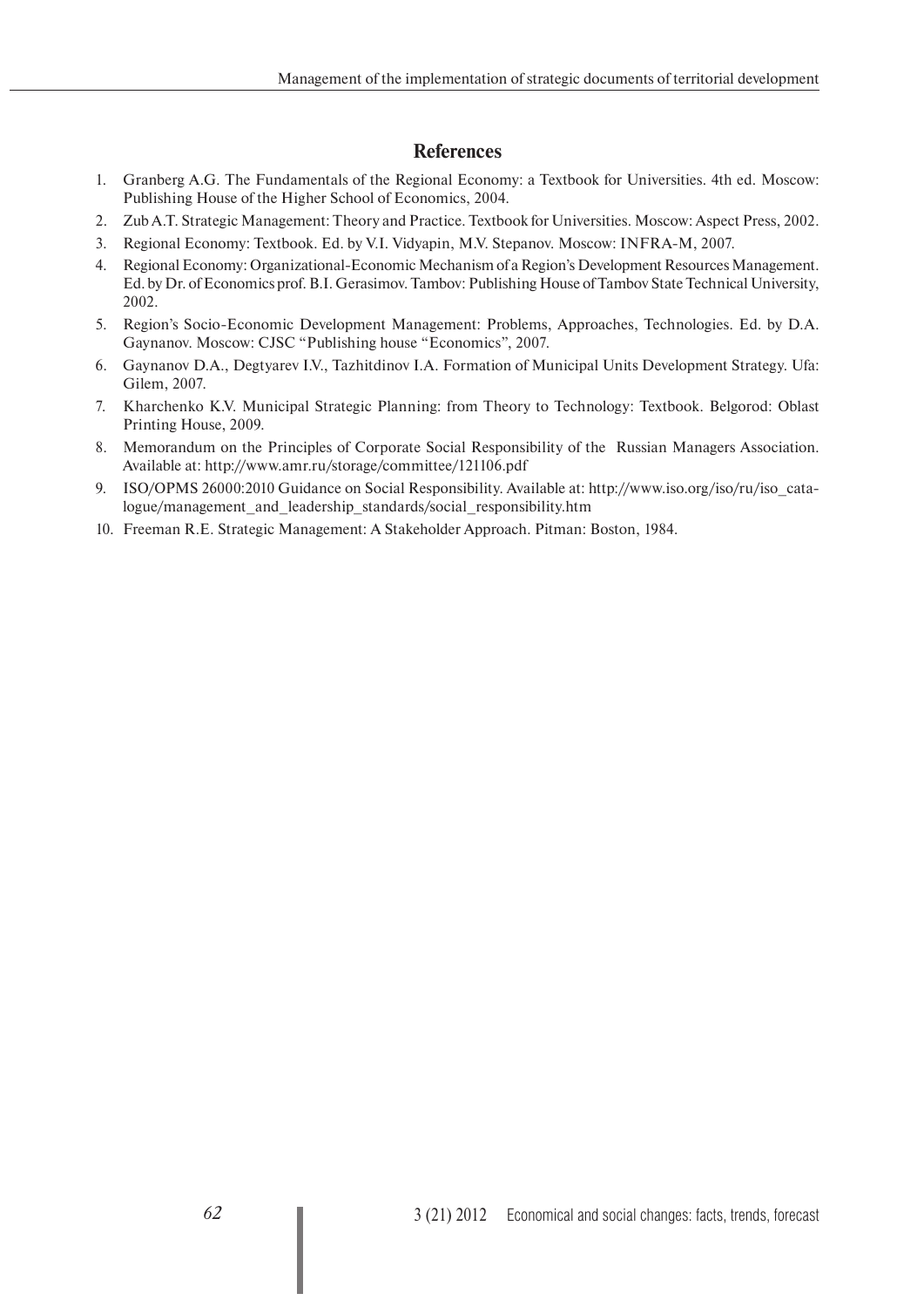## References

1. Granberg A.G. The Fundamentals of the Regional Economy: a Textbook for Universities. 4th ed. Moscow: Publishing House of the Higher School of Economics, 2004.
2. Zub A.T. Strategic Management: Theory and Practice. Textbook for Universities. Moscow: Aspect Press, 2002.
3. Regional Economy: Textbook. Ed. by V.I. Vidyapin, M.V. Stepanov. Moscow: INFRA-M, 2007.
4. Regional Economy: Organizational-Economic Mechanism of a Region's Development Resources Management. Ed. by Dr. of Economics prof. B.I. Gerasimov. Tambov: Publishing House of Tambov State Technical University, 2002.
5. Region's Socio-Economic Development Management: Problems, Approaches, Technologies. Ed. by D.A. Gaynanov. Moscow: CJSC "Publishing house "Economics", 2007.
6. Gaynanov D.A., Degtyarev I.V., Tazhitdinov I.A. Formation of Municipal Units Development Strategy. Ufa: Gilem, 2007.
7. Kharchenko K.V. Municipal Strategic Planning: from Theory to Technology: Textbook. Belgorod: Oblast Printing House, 2009.
8. Memorandum on the Principles of Corporate Social Responsibility of the Russian Managers Association. Available at: http://www.amr.ru/storage/committee/121106.pdf
9. ISO/OPMS 26000:2010 Guidance on Social Responsibility. Available at: http://www.iso.org/iso/ru/iso_catalogue/management_and_leadership_standards/social_responsibility.htm
10. Freeman R.E. Strategic Management: A Stakeholder Approach. Pitman: Boston, 1984.